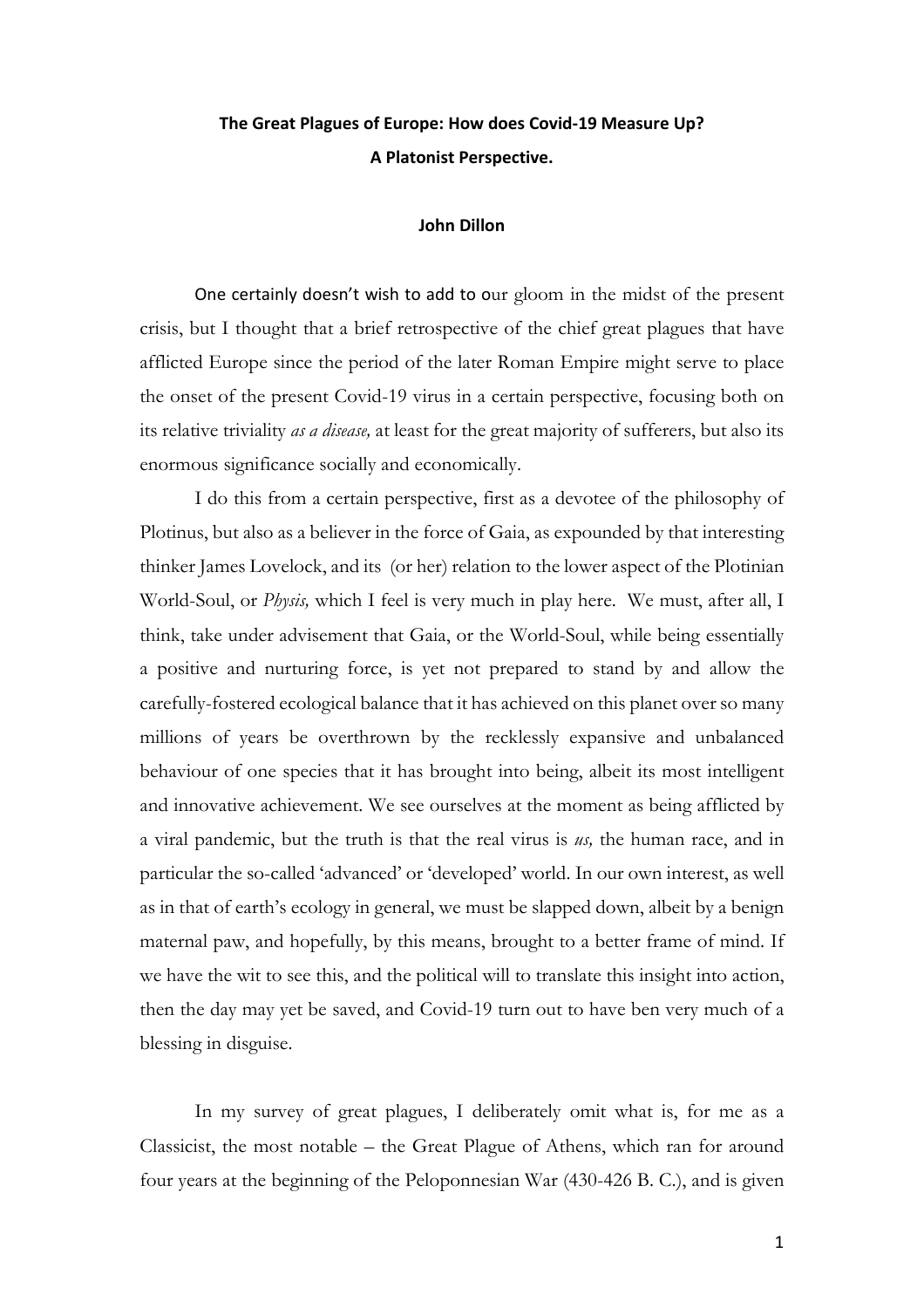**The Great Plagues of Europe: How does Covid-19 Measure Up?**

**A Platonist Perspective.**

**John Dillon**

One certainly doesn't wish to add to our gloom in the midst of the present crisis, but I thought that a brief retrospective of the chief great plagues that have afflicted Europe since the period of the later Roman Empire might serve to place the onset of the present Covid-19 virus in a certain perspective, focusing both on its relative triviality *as a disease,* at least for the great majority of sufferers, but also its enormous significance socially and economically.

I do this from a certain perspective, first as a devotee of the philosophy of Plotinus, but also as a believer in the force of Gaia, as expounded by that interesting thinker James Lovelock, and its (or her) relation to the lower aspect of the Plotinian World-Soul, or *Physis,* which I feel is very much in play here. We must, after all, I think, take under advisement that Gaia, or the World-Soul, while being essentially a positive and nurturing force, is yet not prepared to stand by and allow the carefully-fostered ecological balance that it has achieved on this planet over so many millions of years be overthrown by the recklessly expansive and unbalanced behaviour of one species that it has brought into being, albeit its most intelligent and innovative achievement. We see ourselves at the moment as being afflicted by a viral pandemic, but the truth is that the real virus is *us,* the human race, and in particular the so-called 'advanced' or 'developed' world. In our own interest, as well as in that of earth's ecology in general, we must be slapped down, albeit by a benign maternal paw, and hopefully, by this means, brought to a better frame of mind. If we have the wit to see this, and the political will to translate this insight into action, then the day may yet be saved, and Covid-19 turn out to have ben very much of a blessing in disguise.

In my survey of great plagues, I deliberately omit what is, for me as a Classicist, the most notable – the Great Plague of Athens, which ran for around four years at the beginning of the Peloponnesian War (430-426 B. C.), and is given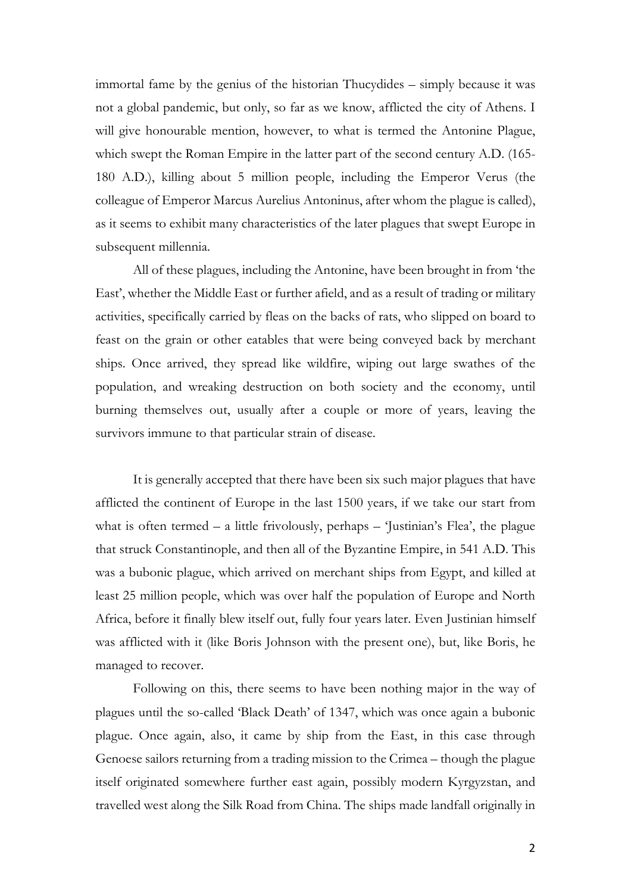immortal fame by the genius of the historian Thucydides – simply because it was not a global pandemic, but only, so far as we know, afflicted the city of Athens. I will give honourable mention, however, to what is termed the Antonine Plague, which swept the Roman Empire in the latter part of the second century A.D. (165-180 A.D.), killing about 5 million people, including the Emperor Verus (the colleague of Emperor Marcus Aurelius Antoninus, after whom the plague is called), as it seems to exhibit many characteristics of the later plagues that swept Europe in subsequent millennia.

All of these plagues, including the Antonine, have been brought in from 'the East', whether the Middle East or further afield, and as a result of trading or military activities, specifically carried by fleas on the backs of rats, who slipped on board to feast on the grain or other eatables that were being conveyed back by merchant ships. Once arrived, they spread like wildfire, wiping out large swathes of the population, and wreaking destruction on both society and the economy, until burning themselves out, usually after a couple or more of years, leaving the survivors immune to that particular strain of disease.

It is generally accepted that there have been six such major plagues that have afflicted the continent of Europe in the last 1500 years, if we take our start from what is often termed – a little frivolously, perhaps – 'Justinian's Flea', the plague that struck Constantinople, and then all of the Byzantine Empire, in 541 A.D. This was a bubonic plague, which arrived on merchant ships from Egypt, and killed at least 25 million people, which was over half the population of Europe and North Africa, before it finally blew itself out, fully four years later. Even Justinian himself was afflicted with it (like Boris Johnson with the present one), but, like Boris, he managed to recover.

Following on this, there seems to have been nothing major in the way of plagues until the so-called 'Black Death' of 1347, which was once again a bubonic plague. Once again, also, it came by ship from the East, in this case through Genoese sailors returning from a trading mission to the Crimea – though the plague itself originated somewhere further east again, possibly modern Kyrgyzstan, and travelled west along the Silk Road from China. The ships made landfall originally in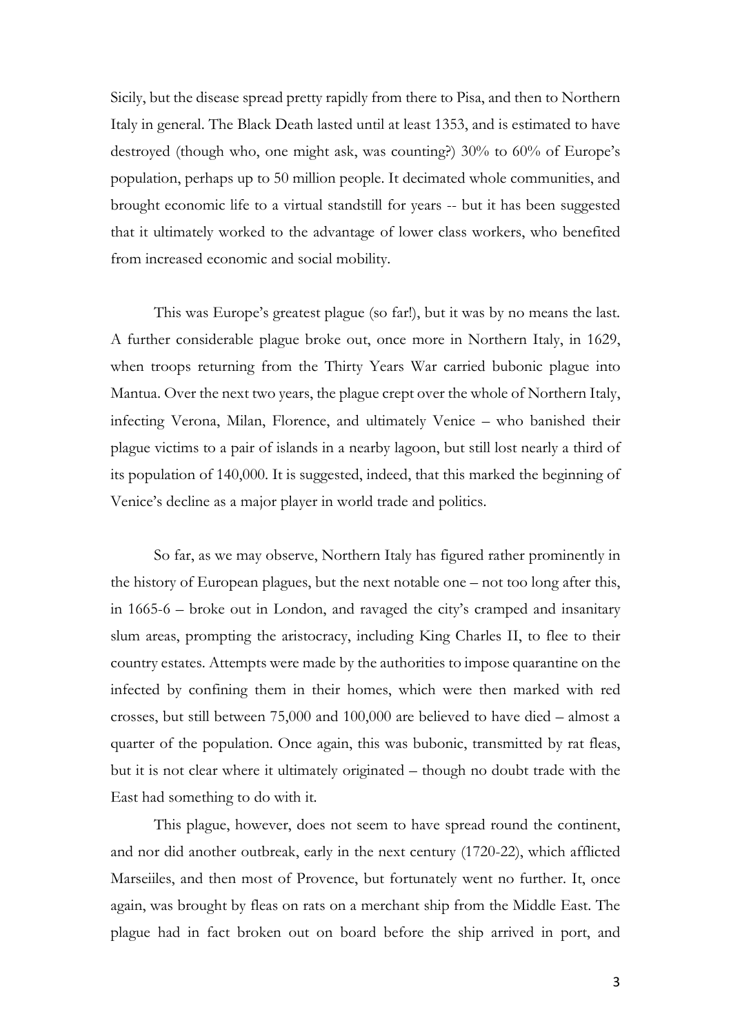Sicily, but the disease spread pretty rapidly from there to Pisa, and then to Northern Italy in general. The Black Death lasted until at least 1353, and is estimated to have destroyed (though who, one might ask, was counting?) 30% to 60% of Europe's population, perhaps up to 50 million people. It decimated whole communities, and brought economic life to a virtual standstill for years -- but it has been suggested that it ultimately worked to the advantage of lower class workers, who benefited from increased economic and social mobility.

This was Europe's greatest plague (so far!), but it was by no means the last. A further considerable plague broke out, once more in Northern Italy, in 1629, when troops returning from the Thirty Years War carried bubonic plague into Mantua. Over the next two years, the plague crept over the whole of Northern Italy, infecting Verona, Milan, Florence, and ultimately Venice – who banished their plague victims to a pair of islands in a nearby lagoon, but still lost nearly a third of its population of 140,000. It is suggested, indeed, that this marked the beginning of Venice's decline as a major player in world trade and politics.

So far, as we may observe, Northern Italy has figured rather prominently in the history of European plagues, but the next notable one – not too long after this, in 1665-6 – broke out in London, and ravaged the city's cramped and insanitary slum areas, prompting the aristocracy, including King Charles II, to flee to their country estates. Attempts were made by the authorities to impose quarantine on the infected by confining them in their homes, which were then marked with red crosses, but still between 75,000 and 100,000 are believed to have died – almost a quarter of the population. Once again, this was bubonic, transmitted by rat fleas, but it is not clear where it ultimately originated – though no doubt trade with the East had something to do with it.

This plague, however, does not seem to have spread round the continent, and nor did another outbreak, early in the next century (1720-22), which afflicted Marseiiles, and then most of Provence, but fortunately went no further. It, once again, was brought by fleas on rats on a merchant ship from the Middle East. The plague had in fact broken out on board before the ship arrived in port, and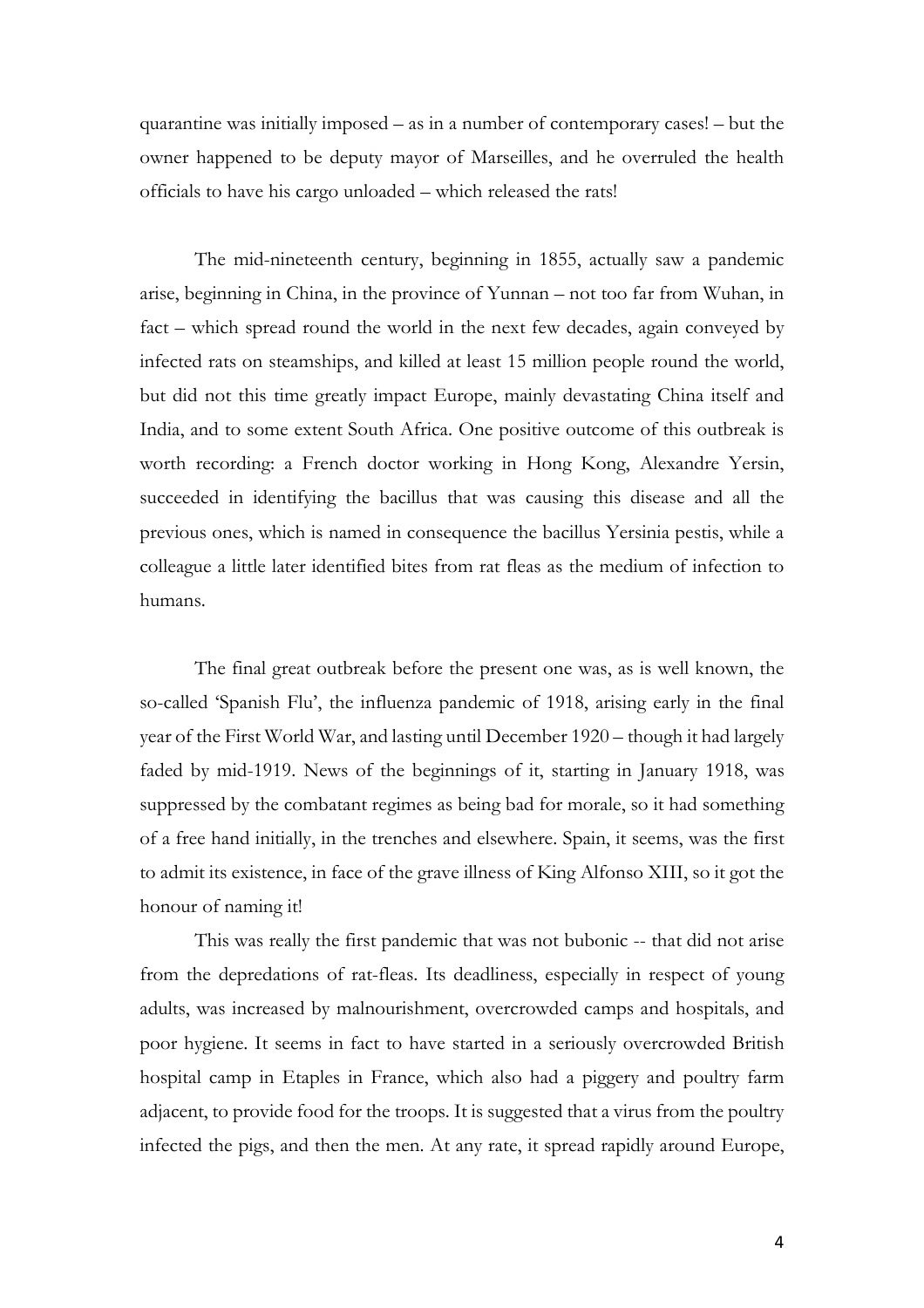quarantine was initially imposed – as in a number of contemporary cases! – but the owner happened to be deputy mayor of Marseilles, and he overruled the health officials to have his cargo unloaded – which released the rats!

The mid-nineteenth century, beginning in 1855, actually saw a pandemic arise, beginning in China, in the province of Yunnan – not too far from Wuhan, in fact – which spread round the world in the next few decades, again conveyed by infected rats on steamships, and killed at least 15 million people round the world, but did not this time greatly impact Europe, mainly devastating China itself and India, and to some extent South Africa. One positive outcome of this outbreak is worth recording: a French doctor working in Hong Kong, Alexandre Yersin, succeeded in identifying the bacillus that was causing this disease and all the previous ones, which is named in consequence the bacillus Yersinia pestis, while a colleague a little later identified bites from rat fleas as the medium of infection to humans.

The final great outbreak before the present one was, as is well known, the so-called 'Spanish Flu', the influenza pandemic of 1918, arising early in the final year of the First World War, and lasting until December 1920 – though it had largely faded by mid-1919. News of the beginnings of it, starting in January 1918, was suppressed by the combatant regimes as being bad for morale, so it had something of a free hand initially, in the trenches and elsewhere. Spain, it seems, was the first to admit its existence, in face of the grave illness of King Alfonso XIII, so it got the honour of naming it!

This was really the first pandemic that was not bubonic -- that did not arise from the depredations of rat-fleas. Its deadliness, especially in respect of young adults, was increased by malnourishment, overcrowded camps and hospitals, and poor hygiene. It seems in fact to have started in a seriously overcrowded British hospital camp in Etaples in France, which also had a piggery and poultry farm adjacent, to provide food for the troops. It is suggested that a virus from the poultry infected the pigs, and then the men. At any rate, it spread rapidly around Europe,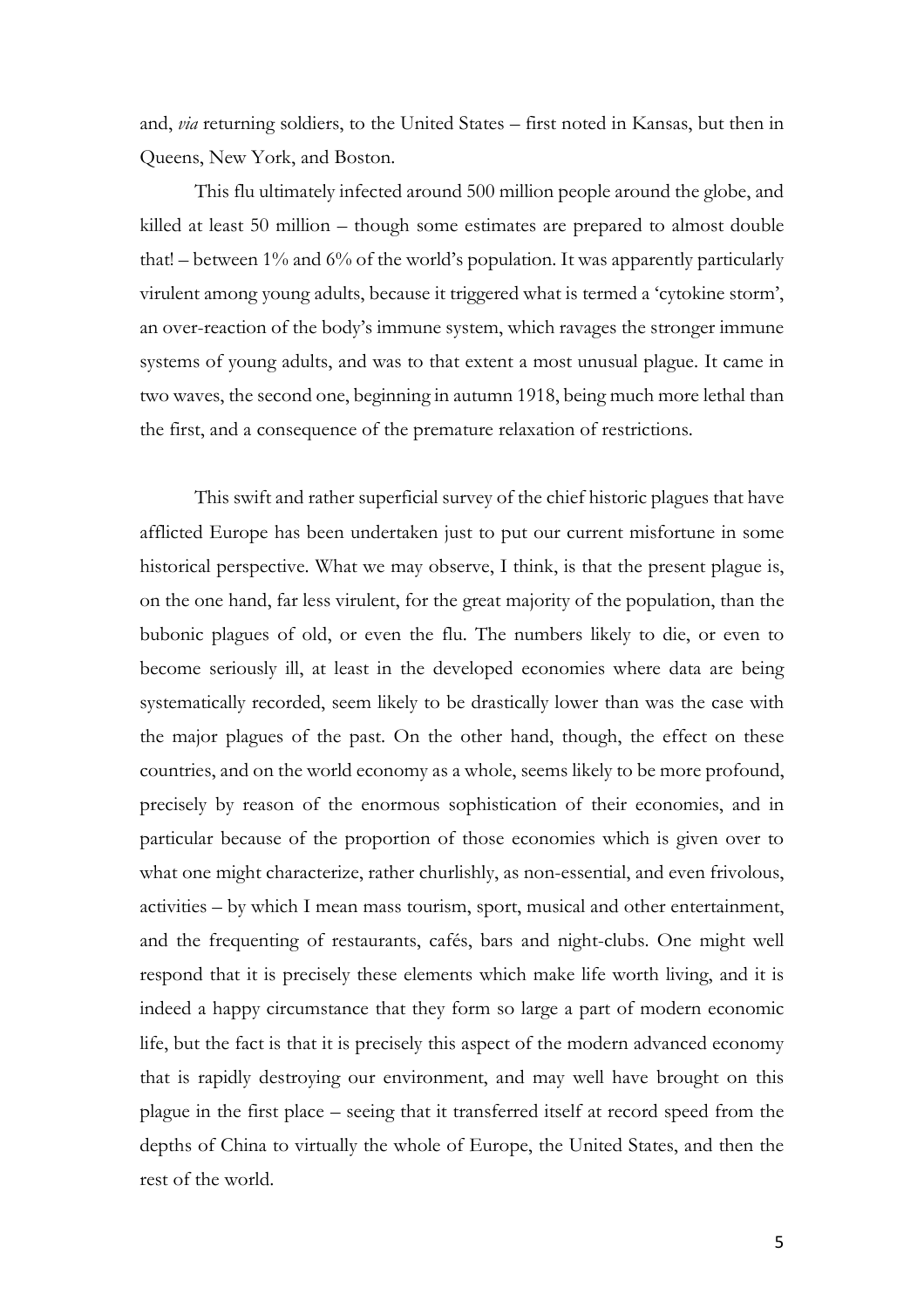and, *via* returning soldiers, to the United States – first noted in Kansas, but then in Queens, New York, and Boston.

This flu ultimately infected around 500 million people around the globe, and killed at least 50 million – though some estimates are prepared to almost double that! – between 1% and 6% of the world's population. It was apparently particularly virulent among young adults, because it triggered what is termed a 'cytokine storm', an over-reaction of the body's immune system, which ravages the stronger immune systems of young adults, and was to that extent a most unusual plague. It came in two waves, the second one, beginning in autumn 1918, being much more lethal than the first, and a consequence of the premature relaxation of restrictions.

This swift and rather superficial survey of the chief historic plagues that have afflicted Europe has been undertaken just to put our current misfortune in some historical perspective. What we may observe, I think, is that the present plague is, on the one hand, far less virulent, for the great majority of the population, than the bubonic plagues of old, or even the flu. The numbers likely to die, or even to become seriously ill, at least in the developed economies where data are being systematically recorded, seem likely to be drastically lower than was the case with the major plagues of the past. On the other hand, though, the effect on these countries, and on the world economy as a whole, seems likely to be more profound, precisely by reason of the enormous sophistication of their economies, and in particular because of the proportion of those economies which is given over to what one might characterize, rather churlishly, as non-essential, and even frivolous, activities – by which I mean mass tourism, sport, musical and other entertainment, and the frequenting of restaurants, cafés, bars and night-clubs. One might well respond that it is precisely these elements which make life worth living, and it is indeed a happy circumstance that they form so large a part of modern economic life, but the fact is that it is precisely this aspect of the modern advanced economy that is rapidly destroying our environment, and may well have brought on this plague in the first place – seeing that it transferred itself at record speed from the depths of China to virtually the whole of Europe, the United States, and then the rest of the world.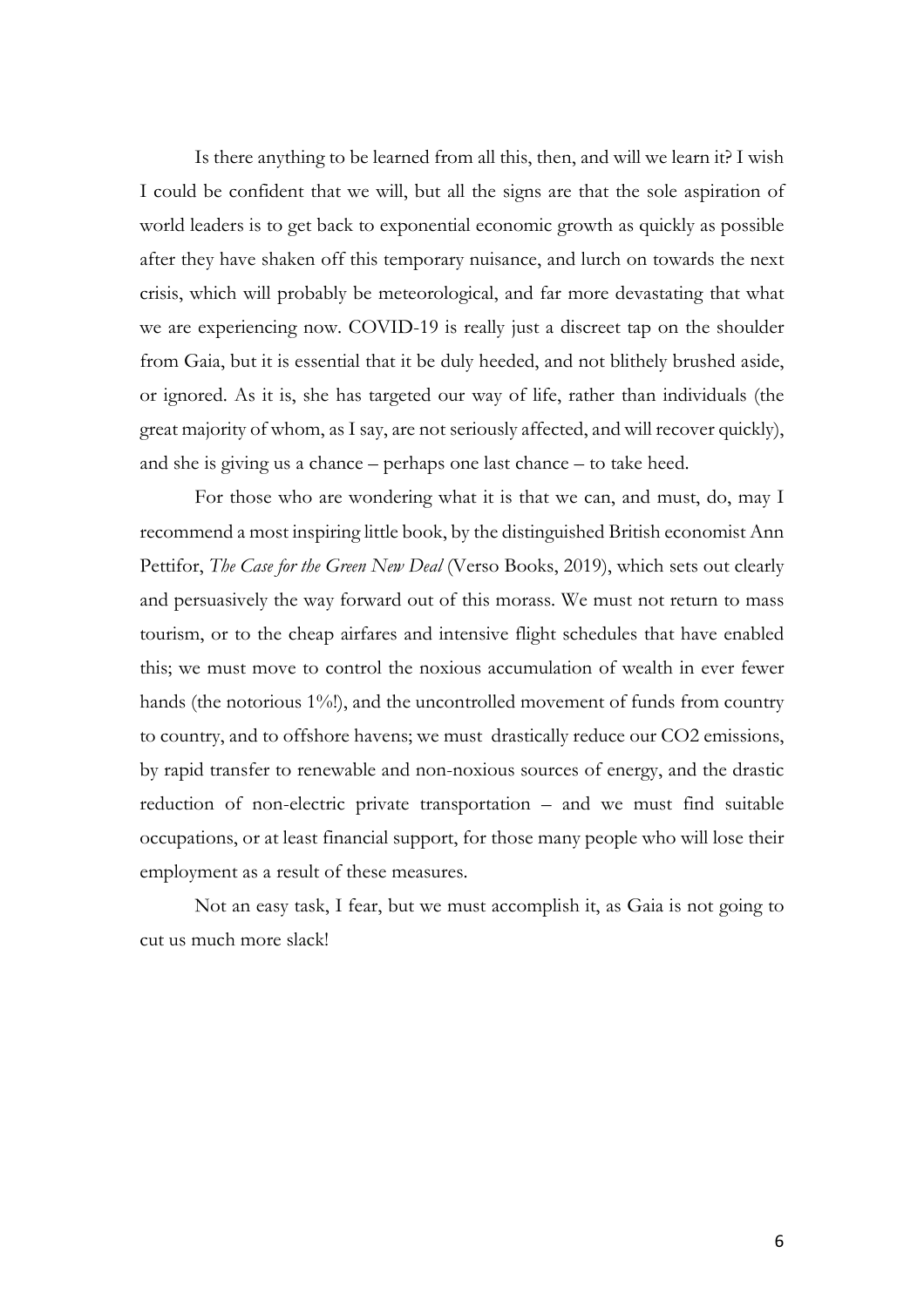Is there anything to be learned from all this, then, and will we learn it? I wish I could be confident that we will, but all the signs are that the sole aspiration of world leaders is to get back to exponential economic growth as quickly as possible after they have shaken off this temporary nuisance, and lurch on towards the next crisis, which will probably be meteorological, and far more devastating that what we are experiencing now. COVID-19 is really just a discreet tap on the shoulder from Gaia, but it is essential that it be duly heeded, and not blithely brushed aside, or ignored. As it is, she has targeted our way of life, rather than individuals (the great majority of whom, as I say, are not seriously affected, and will recover quickly), and she is giving us a chance – perhaps one last chance – to take heed.

For those who are wondering what it is that we can, and must, do, may I recommend a most inspiring little book, by the distinguished British economist Ann Pettifor, *The Case for the Green New Deal* (Verso Books, 2019), which sets out clearly and persuasively the way forward out of this morass. We must not return to mass tourism, or to the cheap airfares and intensive flight schedules that have enabled this; we must move to control the noxious accumulation of wealth in ever fewer hands (the notorious 1%!), and the uncontrolled movement of funds from country to country, and to offshore havens; we must drastically reduce our $CO_2$ emissions, by rapid transfer to renewable and non-noxious sources of energy, and the drastic reduction of non-electric private transportation – and we must find suitable occupations, or at least financial support, for those many people who will lose their employment as a result of these measures.

Not an easy task, I fear, but we must accomplish it, as Gaia is not going to cut us much more slack!